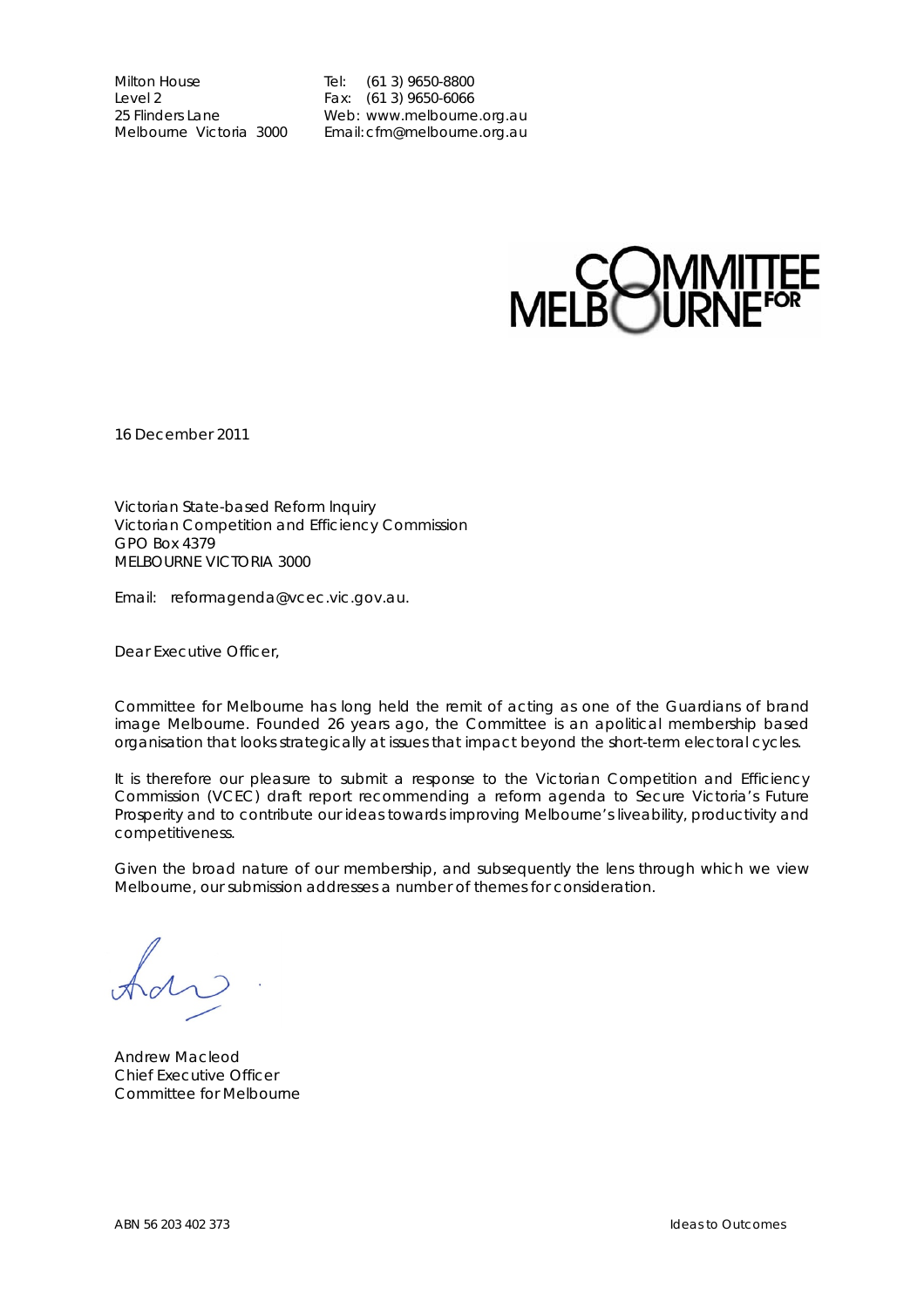Milton House
Level 2
25 Flinders Lane
Melbourne Victoria 3000

Tel: (61 3) 9650-8800
Fax: (61 3) 9650-6066
Web: www.melbourne.org.au
Email: cfm@melbourne.org.au

COMMITTEE FOR MELBOURNE

16 December 2011

Victorian State-based Reform Inquiry
Victorian Competition and Efficiency Commission
GPO Box 4379
MELBOURNE VICTORIA 3000

Email: reformagenda@vcec.vic.gov.au.

Dear Executive Officer,

Committee for Melbourne has long held the remit of acting as one of the Guardians of brand image Melbourne. Founded 26 years ago, the Committee is an apolitical membership based organisation that looks strategically at issues that impact beyond the short-term electoral cycles.

It is therefore our pleasure to submit a response to the Victorian Competition and Efficiency Commission (VCEC) draft report recommending a reform agenda to Secure Victoria's Future Prosperity and to contribute our ideas towards improving Melbourne's liveability, productivity and competitiveness.

Given the broad nature of our membership, and subsequently the lens through which we view Melbourne, our submission addresses a number of themes for consideration.

Andrew Macleod
Chief Executive Officer
Committee for Melbourne

ABN 56 203 402 373

Ideas to Outcomes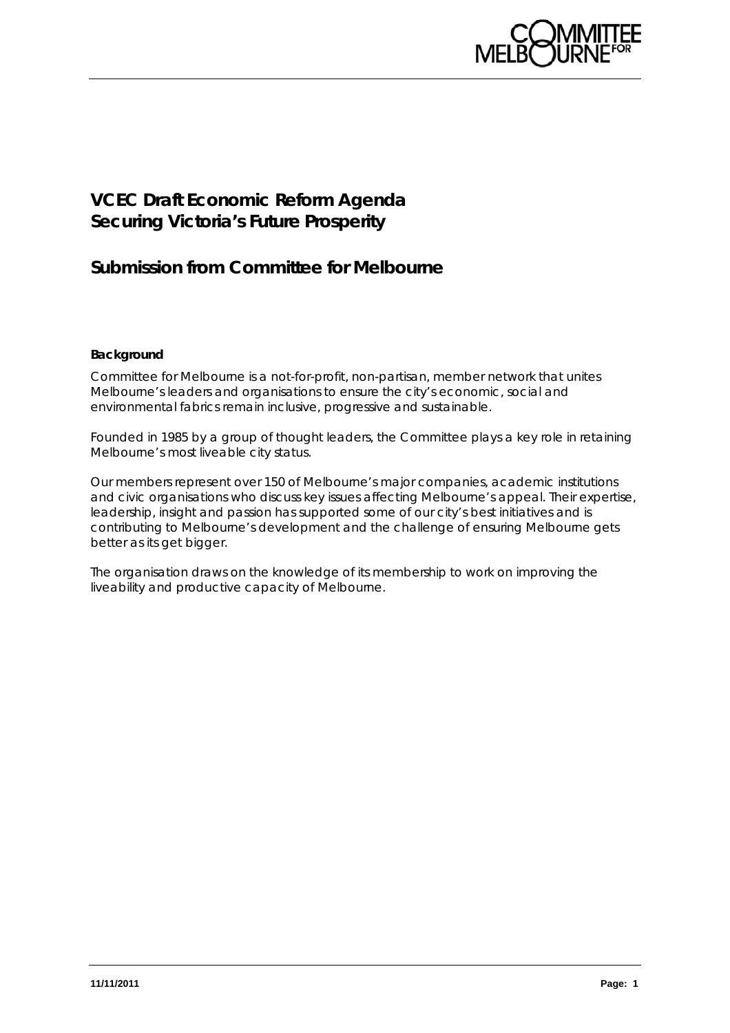# VCEC Draft Economic Reform Agenda Securing Victoria's Future Prosperity

## Submission from Committee for Melbourne

**Background**

Committee for Melbourne is a not-for-profit, non-partisan, member network that unites Melbourne's leaders and organisations to ensure the city's economic, social and environmental fabrics remain inclusive, progressive and sustainable.

Founded in 1985 by a group of thought leaders, the Committee plays a key role in retaining Melbourne's most liveable city status.

Our members represent over 150 of Melbourne's major companies, academic institutions and civic organisations who discuss key issues affecting Melbourne's appeal. Their expertise, leadership, insight and passion has supported some of our city's best initiatives and is contributing to Melbourne's development and the challenge of ensuring Melbourne gets better as its get bigger.

The organisation draws on the knowledge of its membership to work on improving the liveability and productive capacity of Melbourne.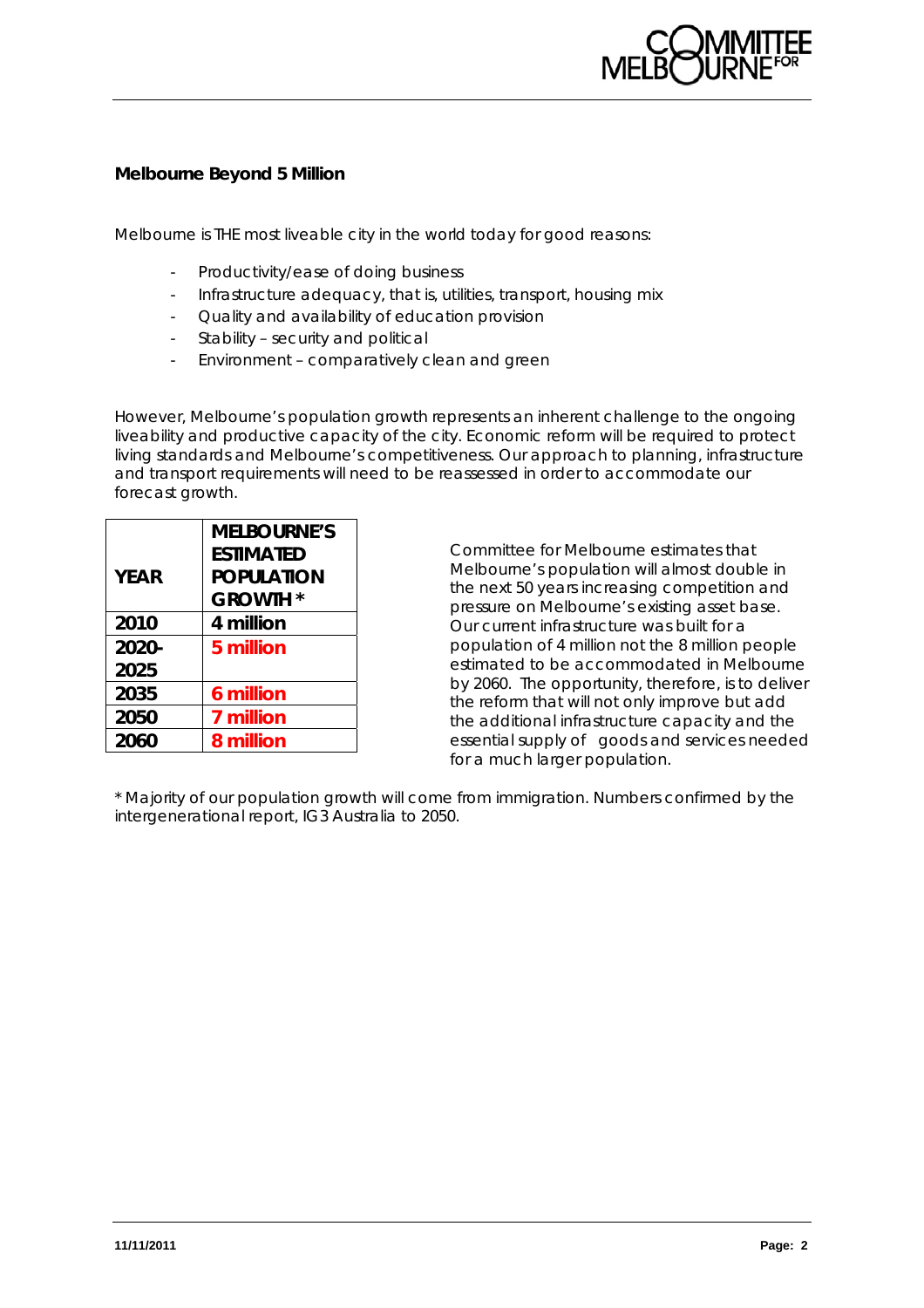## Melbourne Beyond 5 Million

Melbourne is THE most liveable city in the world today for good reasons:

- Productivity/ease of doing business
- Infrastructure adequacy, that is, utilities, transport, housing mix
- Quality and availability of education provision
- Stability – security and political
- Environment – comparatively clean and green

However, Melbourne's population growth represents an inherent challenge to the ongoing liveability and productive capacity of the city. Economic reform will be required to protect living standards and Melbourne's competitiveness. Our approach to planning, infrastructure and transport requirements will need to be reassessed in order to accommodate our forecast growth.

| YEAR | MELBOURNE'S ESTIMATED POPULATION GROWTH * |
|---|---|
| 2010 | 4 million |
| 2020-2025 | 5 million |
| 2035 | 6 million |
| 2050 | 7 million |
| 2060 | 8 million |

Committee for Melbourne estimates that Melbourne's population will almost double in the next 50 years increasing competition and pressure on Melbourne's existing asset base. Our current infrastructure was built for a population of 4 million not the 8 million people estimated to be accommodated in Melbourne by 2060. The opportunity, therefore, is to deliver the reform that will not only improve but add the additional infrastructure capacity and the essential supply of goods and services needed for a much larger population.

* Majority of our population growth will come from immigration. Numbers confirmed by the intergenerational report, IG3 Australia to 2050.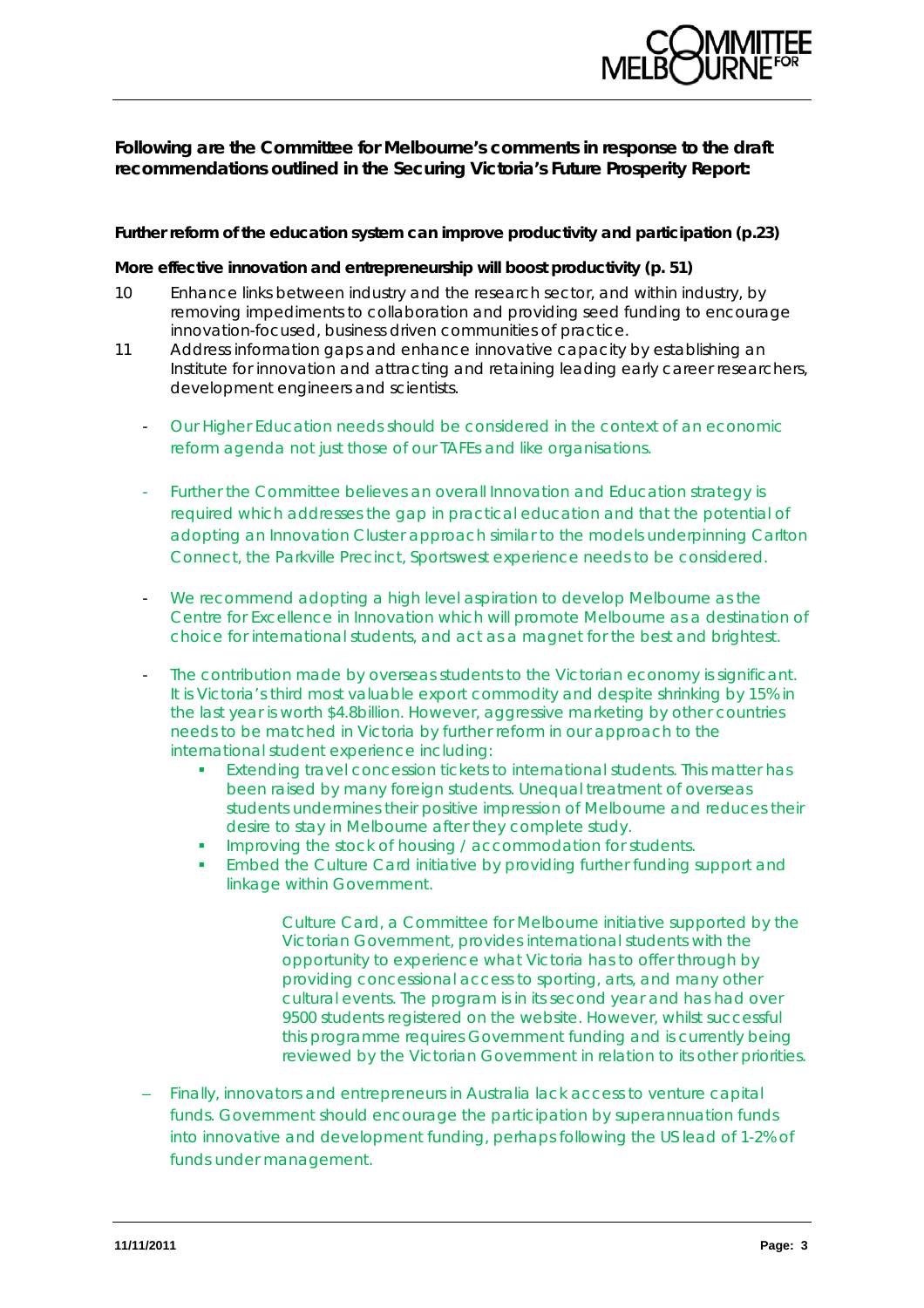**Following are the Committee for Melbourne's comments in response to the draft recommendations outlined in the Securing Victoria's Future Prosperity Report:**

**Further reform of the education system can improve productivity and participation (p.23)**

**More effective innovation and entrepreneurship will boost productivity (p. 51)**

10 Enhance links between industry and the research sector, and within industry, by removing impediments to collaboration and providing seed funding to encourage innovation-focused, business driven communities of practice.

11 Address information gaps and enhance innovative capacity by establishing an Institute for innovation and attracting and retaining leading early career researchers, development engineers and scientists.

- Our Higher Education needs should be considered in the context of an economic reform agenda not just those of our TAFEs and like organisations.
- Further the Committee believes an overall Innovation and Education strategy is required which addresses the gap in practical education and that the potential of adopting an Innovation Cluster approach similar to the models underpinning Carlton Connect, the Parkville Precinct, Sportswest experience needs to be considered.
- We recommend adopting a high level aspiration to develop Melbourne as the Centre for Excellence in Innovation which will promote Melbourne as a destination of choice for international students, and act as a magnet for the best and brightest.
- The contribution made by overseas students to the Victorian economy is significant. It is Victoria's third most valuable export commodity and despite shrinking by 15% in the last year is worth $4.8billion. However, aggressive marketing by other countries needs to be matched in Victoria by further reform in our approach to the international student experience including:
  - Extending travel concession tickets to international students. This matter has been raised by many foreign students. Unequal treatment of overseas students undermines their positive impression of Melbourne and reduces their desire to stay in Melbourne after they complete study.
  - Improving the stock of housing / accommodation for students.
  - Embed the Culture Card initiative by providing further funding support and linkage within Government.

    Culture Card, a Committee for Melbourne initiative supported by the Victorian Government, provides international students with the opportunity to experience what Victoria has to offer through by providing concessional access to sporting, arts, and many other cultural events. The program is in its second year and has had over 9500 students registered on the website. However, whilst successful this programme requires Government funding and is currently being reviewed by the Victorian Government in relation to its other priorities.

- Finally, innovators and entrepreneurs in Australia lack access to venture capital funds. Government should encourage the participation by superannuation funds into innovative and development funding, perhaps following the US lead of 1-2% of funds under management.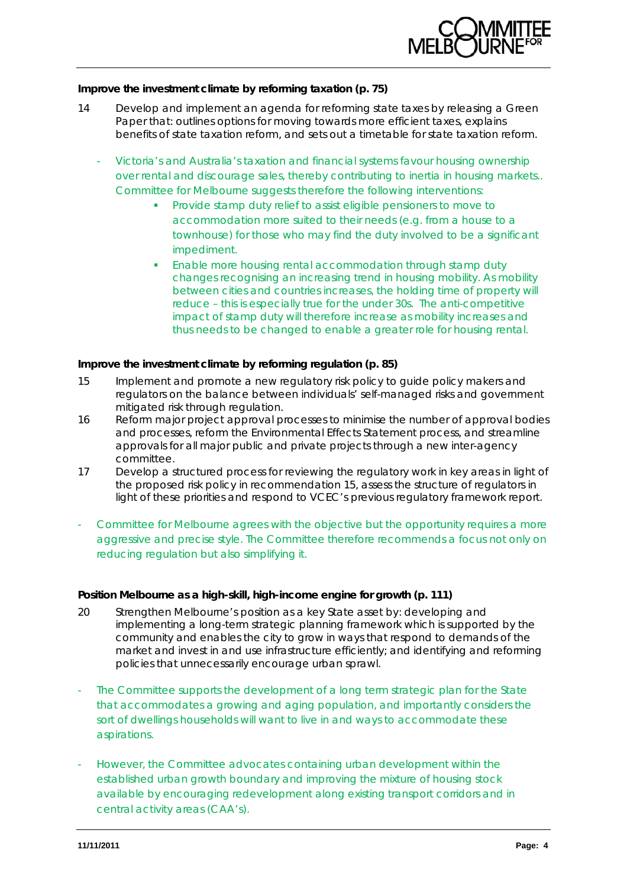**Improve the investment climate by reforming taxation (p. 75)**

14 Develop and implement an agenda for reforming state taxes by releasing a Green Paper that: outlines options for moving towards more efficient taxes, explains benefits of state taxation reform, and sets out a timetable for state taxation reform.

- Victoria's and Australia's taxation and financial systems favour housing ownership over rental and discourage sales, thereby contributing to inertia in housing markets.. Committee for Melbourne suggests therefore the following interventions:
  - Provide stamp duty relief to assist eligible pensioners to move to accommodation more suited to their needs (e.g. from a house to a townhouse) for those who may find the duty involved to be a significant impediment.
  - Enable more housing rental accommodation through stamp duty changes recognising an increasing trend in housing mobility. As mobility between cities and countries increases, the holding time of property will reduce – this is especially true for the under 30s. The anti-competitive impact of stamp duty will therefore increase as mobility increases and thus needs to be changed to enable a greater role for housing rental.

**Improve the investment climate by reforming regulation (p. 85)**

15 Implement and promote a new regulatory risk policy to guide policy makers and regulators on the balance between individuals' self-managed risks and government mitigated risk through regulation.

16 Reform major project approval processes to minimise the number of approval bodies and processes, reform the Environmental Effects Statement process, and streamline approvals for all major public and private projects through a new inter-agency committee.

17 Develop a structured process for reviewing the regulatory work in key areas in light of the proposed risk policy in recommendation 15, assess the structure of regulators in light of these priorities and respond to VCEC's previous regulatory framework report.

- Committee for Melbourne agrees with the objective but the opportunity requires a more aggressive and precise style. The Committee therefore recommends a focus not only on reducing regulation but also simplifying it.

**Position Melbourne as a high-skill, high-income engine for growth (p. 111)**

20 Strengthen Melbourne's position as a key State asset by: developing and implementing a long-term strategic planning framework which is supported by the community and enables the city to grow in ways that respond to demands of the market and invest in and use infrastructure efficiently; and identifying and reforming policies that unnecessarily encourage urban sprawl.

- The Committee supports the development of a long term strategic plan for the State that accommodates a growing and aging population, and importantly considers the sort of dwellings households will want to live in and ways to accommodate these aspirations.

- However, the Committee advocates containing urban development within the established urban growth boundary and improving the mixture of housing stock available by encouraging redevelopment along existing transport corridors and in central activity areas (CAA's).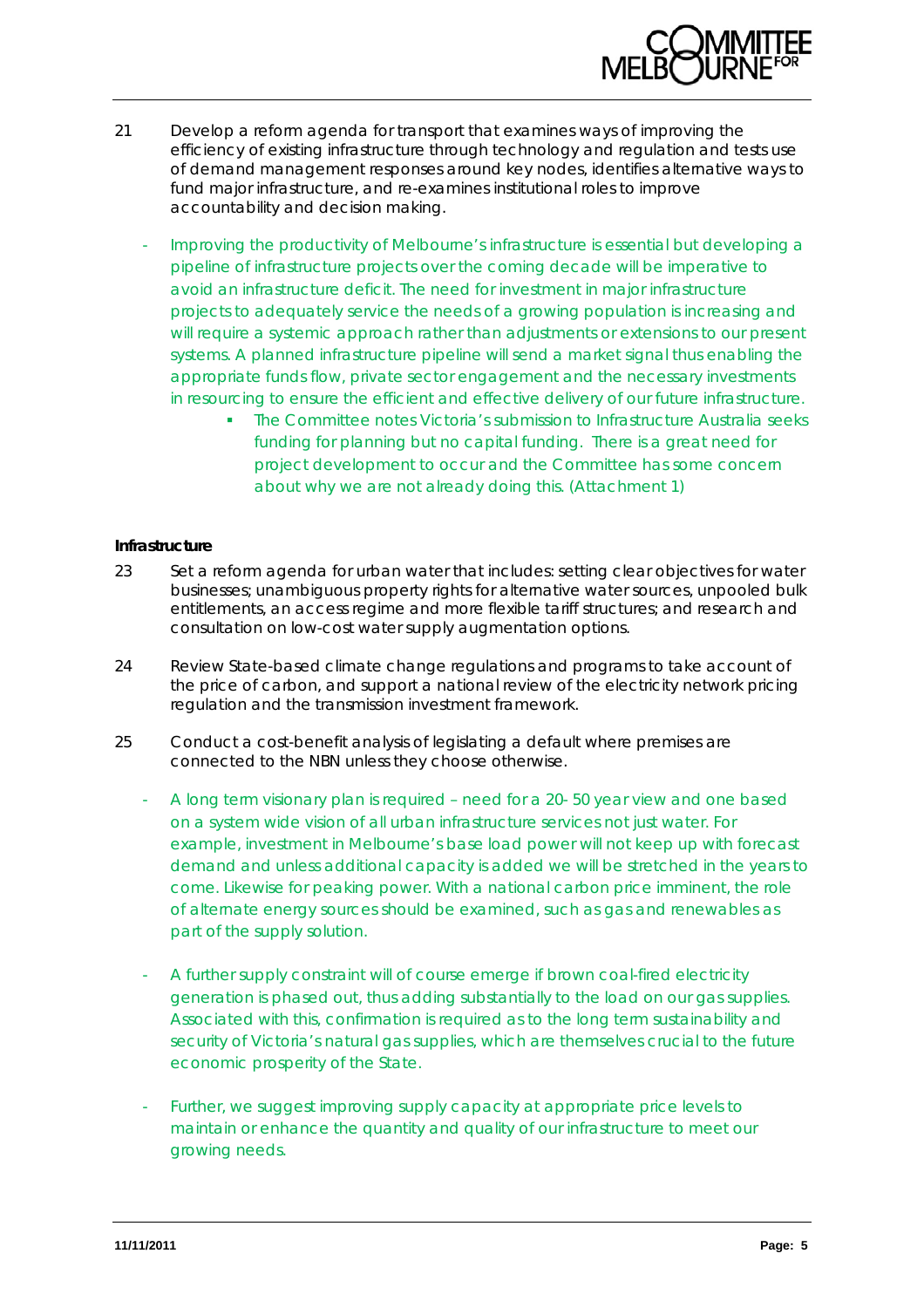21 Develop a reform agenda for transport that examines ways of improving the efficiency of existing infrastructure through technology and regulation and tests use of demand management responses around key nodes, identifies alternative ways to fund major infrastructure, and re-examines institutional roles to improve accountability and decision making.

- Improving the productivity of Melbourne's infrastructure is essential but developing a pipeline of infrastructure projects over the coming decade will be imperative to avoid an infrastructure deficit. The need for investment in major infrastructure projects to adequately service the needs of a growing population is increasing and will require a systemic approach rather than adjustments or extensions to our present systems. A planned infrastructure pipeline will send a market signal thus enabling the appropriate funds flow, private sector engagement and the necessary investments in resourcing to ensure the efficient and effective delivery of our future infrastructure.
    - The Committee notes Victoria's submission to Infrastructure Australia seeks funding for planning but no capital funding. There is a great need for project development to occur and the Committee has some concern about why we are not already doing this. (Attachment 1)

**Infrastructure**

23 Set a reform agenda for urban water that includes: setting clear objectives for water businesses; unambiguous property rights for alternative water sources, unpooled bulk entitlements, an access regime and more flexible tariff structures; and research and consultation on low-cost water supply augmentation options.

24 Review State-based climate change regulations and programs to take account of the price of carbon, and support a national review of the electricity network pricing regulation and the transmission investment framework.

25 Conduct a cost-benefit analysis of legislating a default where premises are connected to the NBN unless they choose otherwise.

- A long term visionary plan is required – need for a 20- 50 year view and one based on a system wide vision of all urban infrastructure services not just water. For example, investment in Melbourne's base load power will not keep up with forecast demand and unless additional capacity is added we will be stretched in the years to come. Likewise for peaking power. With a national carbon price imminent, the role of alternate energy sources should be examined, such as gas and renewables as part of the supply solution.

- A further supply constraint will of course emerge if brown coal-fired electricity generation is phased out, thus adding substantially to the load on our gas supplies. Associated with this, confirmation is required as to the long term sustainability and security of Victoria's natural gas supplies, which are themselves crucial to the future economic prosperity of the State.

- Further, we suggest improving supply capacity at appropriate price levels to maintain or enhance the quantity and quality of our infrastructure to meet our growing needs.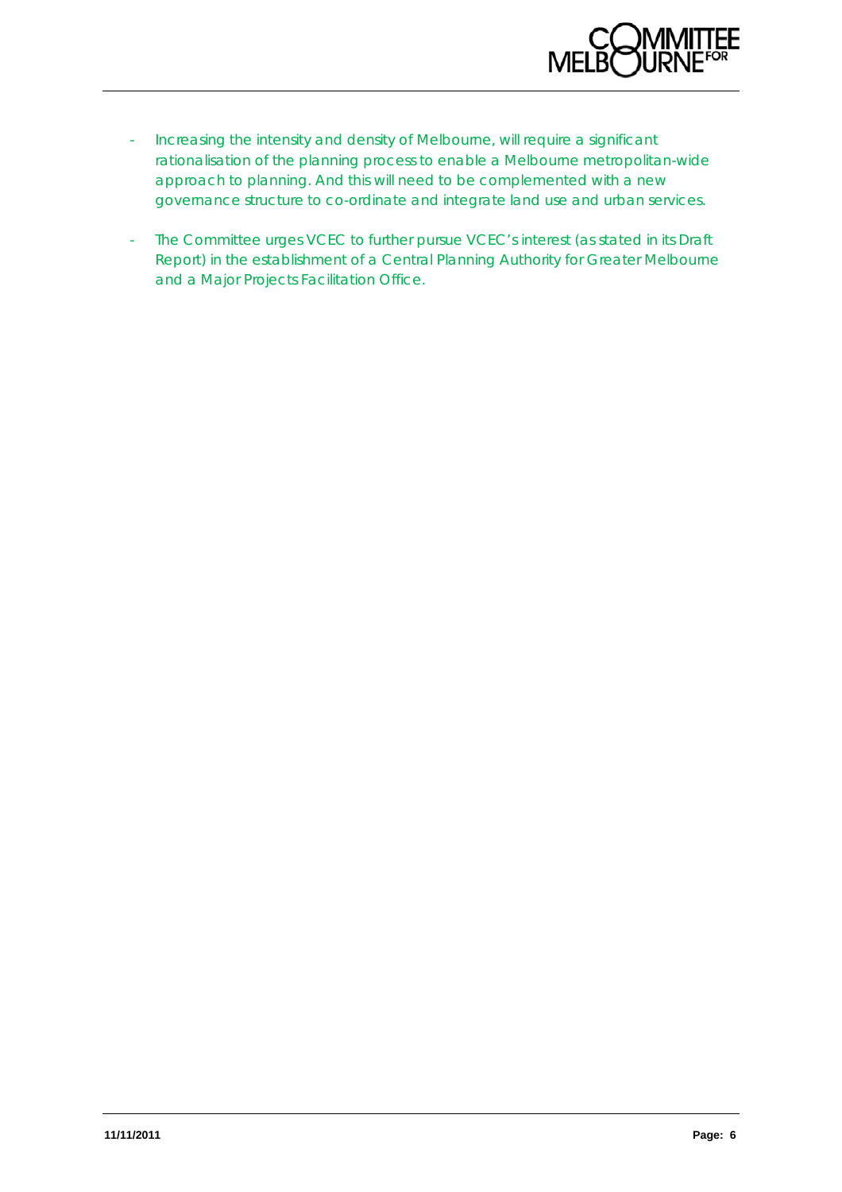- Increasing the intensity and density of Melbourne, will require a significant rationalisation of the planning process to enable a Melbourne metropolitan-wide approach to planning. And this will need to be complemented with a new governance structure to co-ordinate and integrate land use and urban services.

- The Committee urges VCEC to further pursue VCEC's interest (as stated in its Draft Report) in the establishment of a Central Planning Authority for Greater Melbourne and a Major Projects Facilitation Office.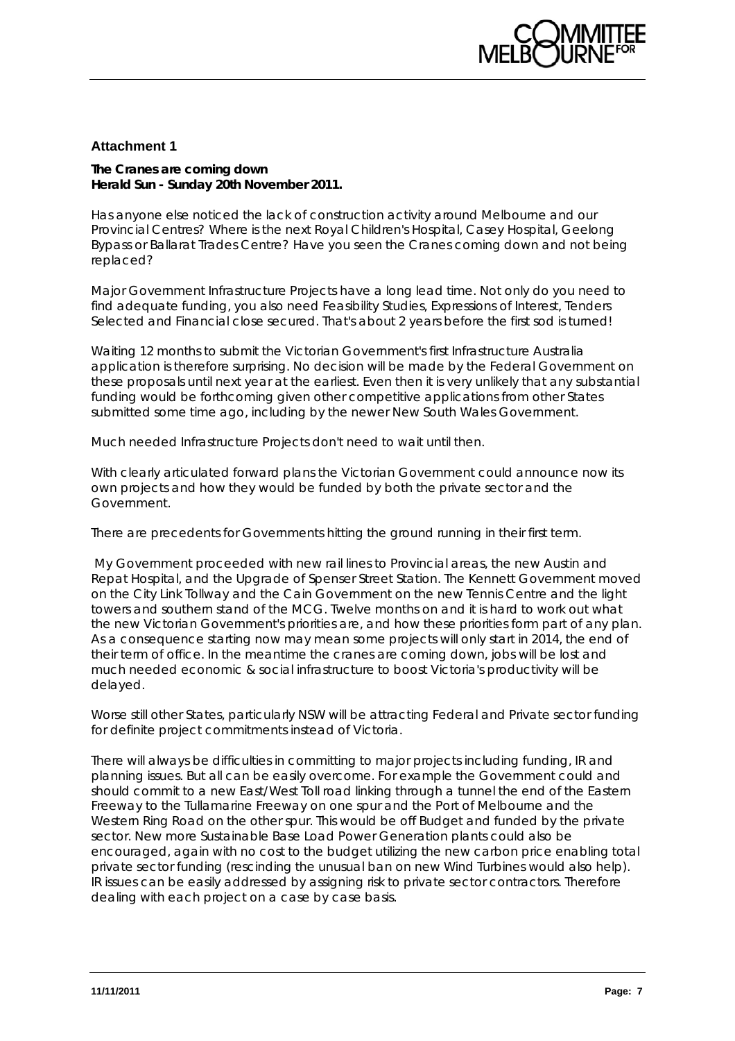## Attachment 1

**The Cranes are coming down**
**Herald Sun - Sunday 20th November 2011.**

Has anyone else noticed the lack of construction activity around Melbourne and our Provincial Centres? Where is the next Royal Children's Hospital, Casey Hospital, Geelong Bypass or Ballarat Trades Centre? Have you seen the Cranes coming down and not being replaced?

Major Government Infrastructure Projects have a long lead time. Not only do you need to find adequate funding, you also need Feasibility Studies, Expressions of Interest, Tenders Selected and Financial close secured. That's about 2 years before the first sod is turned!

Waiting 12 months to submit the Victorian Government's first Infrastructure Australia application is therefore surprising. No decision will be made by the Federal Government on these proposals until next year at the earliest. Even then it is very unlikely that any substantial funding would be forthcoming given other competitive applications from other States submitted some time ago, including by the newer New South Wales Government.

Much needed Infrastructure Projects don't need to wait until then.

With clearly articulated forward plans the Victorian Government could announce now its own projects and how they would be funded by both the private sector and the Government.

There are precedents for Governments hitting the ground running in their first term.

My Government proceeded with new rail lines to Provincial areas, the new Austin and Repat Hospital, and the Upgrade of Spenser Street Station. The Kennett Government moved on the City Link Tollway and the Cain Government on the new Tennis Centre and the light towers and southern stand of the MCG. Twelve months on and it is hard to work out what the new Victorian Government's priorities are, and how these priorities form part of any plan. As a consequence starting now may mean some projects will only start in 2014, the end of their term of office. In the meantime the cranes are coming down, jobs will be lost and much needed economic & social infrastructure to boost Victoria's productivity will be delayed.

Worse still other States, particularly NSW will be attracting Federal and Private sector funding for definite project commitments instead of Victoria.

There will always be difficulties in committing to major projects including funding, IR and planning issues. But all can be easily overcome. For example the Government could and should commit to a new East/West Toll road linking through a tunnel the end of the Eastern Freeway to the Tullamarine Freeway on one spur and the Port of Melbourne and the Western Ring Road on the other spur. This would be off Budget and funded by the private sector. New more Sustainable Base Load Power Generation plants could also be encouraged, again with no cost to the budget utilizing the new carbon price enabling total private sector funding (rescinding the unusual ban on new Wind Turbines would also help). IR issues can be easily addressed by assigning risk to private sector contractors. Therefore dealing with each project on a case by case basis.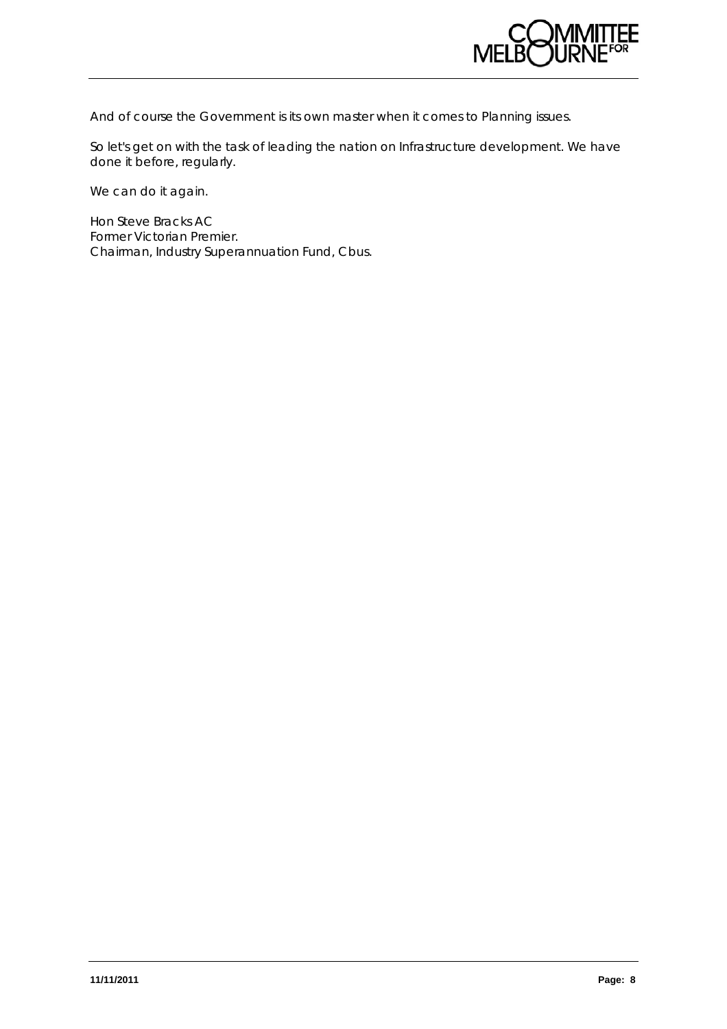And of course the Government is its own master when it comes to Planning issues.

So let's get on with the task of leading the nation on Infrastructure development. We have done it before, regularly.

We can do it again.

Hon Steve Bracks AC
Former Victorian Premier.
Chairman, Industry Superannuation Fund, Cbus.